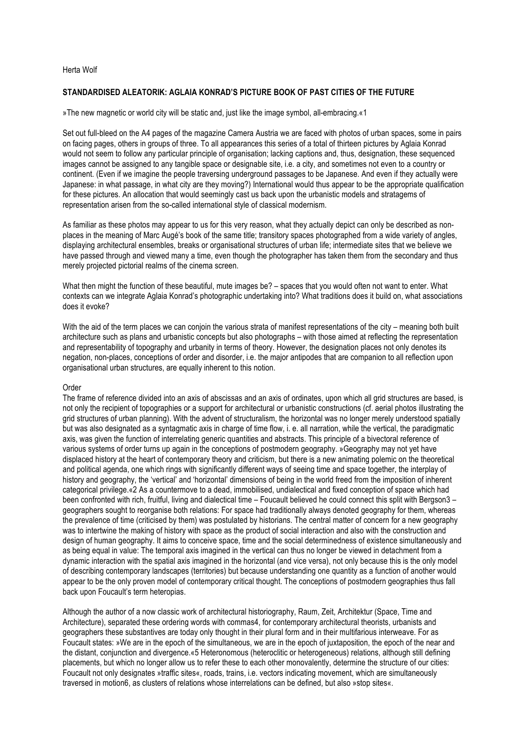Herta Wolf

## STANDARDISED ALEATORIK: AGLAIA KONRAD'S PICTURE BOOK OF PAST CITIES OF THE FUTURE

»The new magnetic or world city will be static and, just like the image symbol, all-embracing.«1

Set out full-bleed on the A4 pages of the magazine Camera Austria we are faced with photos of urban spaces, some in pairs on facing pages, others in groups of three. To all appearances this series of a total of thirteen pictures by Aglaia Konrad would not seem to follow any particular principle of organisation; lacking captions and, thus, designation, these sequenced images cannot be assigned to any tangible space or designable site, i.e. a city, and sometimes not even to a country or continent. (Even if we imagine the people traversing underground passages to be Japanese. And even if they actually were Japanese: in what passage, in what city are they moving?) International would thus appear to be the appropriate qualification for these pictures. An allocation that would seemingly cast us back upon the urbanistic models and stratagems of representation arisen from the so-called international style of classical modernism.

As familiar as these photos may appear to us for this very reason, what they actually depict can only be described as non-places in the meaning of Marc Augé's book of the same title; transitory spaces photographed from a wide variety of angles, displaying architectural ensembles, breaks or organisational structures of urban life; intermediate sites that we believe we have passed through and viewed many a time, even though the photographer has taken them from the secondary and thus merely projected pictorial realms of the cinema screen.

What then might the function of these beautiful, mute images be? – spaces that you would often not want to enter. What contexts can we integrate Aglaia Konrad's photographic undertaking into? What traditions does it build on, what associations does it evoke?

With the aid of the term places we can conjoin the various strata of manifest representations of the city – meaning both built architecture such as plans and urbanistic concepts but also photographs – with those aimed at reflecting the representation and representability of topography and urbanity in terms of theory. However, the designation places not only denotes its negation, non-places, conceptions of order and disorder, i.e. the major antipodes that are companion to all reflection upon organisational urban structures, are equally inherent to this notion.

### Order

The frame of reference divided into an axis of abscissas and an axis of ordinates, upon which all grid structures are based, is not only the recipient of topographies or a support for architectural or urbanistic constructions (cf. aerial photos illustrating the grid structures of urban planning). With the advent of structuralism, the horizontal was no longer merely understood spatially but was also designated as a syntagmatic axis in charge of time flow, i. e. all narration, while the vertical, the paradigmatic axis, was given the function of interrelating generic quantities and abstracts. This principle of a bivectoral reference of various systems of order turns up again in the conceptions of postmodern geography. »Geography may not yet have displaced history at the heart of contemporary theory and criticism, but there is a new animating polemic on the theoretical and political agenda, one which rings with significantly different ways of seeing time and space together, the interplay of history and geography, the 'vertical' and 'horizontal' dimensions of being in the world freed from the imposition of inherent categorical privilege.«2 As a countermove to a dead, immobilised, undialectical and fixed conception of space which had been confronted with rich, fruitful, living and dialectical time – Foucault believed he could connect this split with Bergson3 – geographers sought to reorganise both relations: For space had traditionally always denoted geography for them, whereas the prevalence of time (criticised by them) was postulated by historians. The central matter of concern for a new geography was to intertwine the making of history with space as the product of social interaction and also with the construction and design of human geography. It aims to conceive space, time and the social determinedness of existence simultaneously and as being equal in value: The temporal axis imagined in the vertical can thus no longer be viewed in detachment from a dynamic interaction with the spatial axis imagined in the horizontal (and vice versa), not only because this is the only model of describing contemporary landscapes (territories) but because understanding one quantity as a function of another would appear to be the only proven model of contemporary critical thought. The conceptions of postmodern geographies thus fall back upon Foucault's term heteropias.

Although the author of a now classic work of architectural historiography, Raum, Zeit, Architektur (Space, Time and Architecture), separated these ordering words with commas4, for contemporary architectural theorists, urbanists and geographers these substantives are today only thought in their plural form and in their multifarious interweave. For as Foucault states: »We are in the epoch of the simultaneous, we are in the epoch of juxtaposition, the epoch of the near and the distant, conjunction and divergence.«5 Heteronomous (heteroclitic or heterogeneous) relations, although still defining placements, but which no longer allow us to refer these to each other monovalently, determine the structure of our cities: Foucault not only designates »traffic sites«, roads, trains, i.e. vectors indicating movement, which are simultaneously traversed in motion6, as clusters of relations whose interrelations can be defined, but also »stop sites«.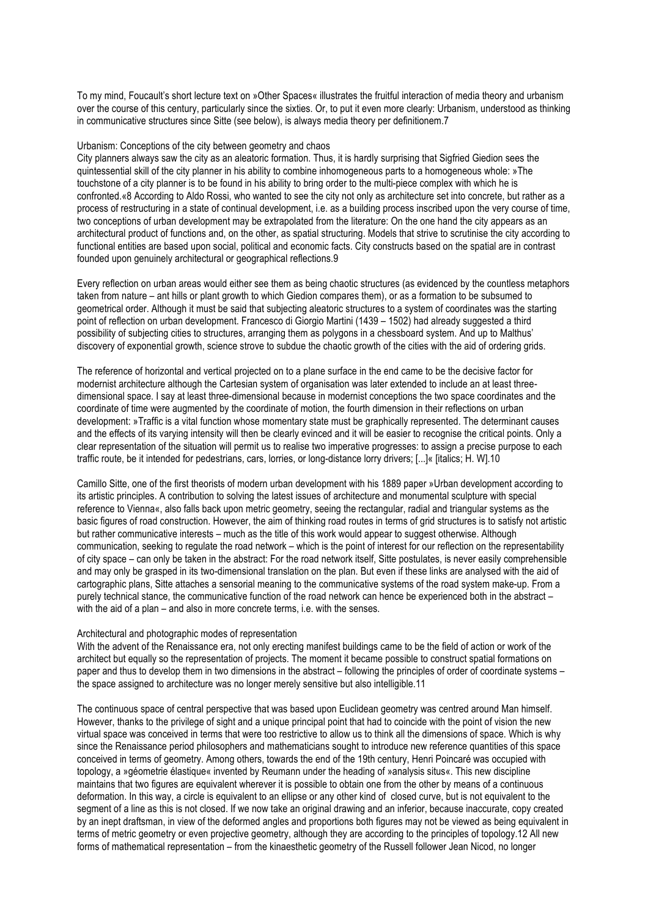To my mind, Foucault's short lecture text on »Other Spaces« illustrates the fruitful interaction of media theory and urbanism over the course of this century, particularly since the sixties. Or, to put it even more clearly: Urbanism, understood as thinking in communicative structures since Sitte (see below), is always media theory per definitionem.7

## Urbanism: Conceptions of the city between geometry and chaos

City planners always saw the city as an aleatoric formation. Thus, it is hardly surprising that Sigfried Giedion sees the quintessential skill of the city planner in his ability to combine inhomogeneous parts to a homogeneous whole: »The touchstone of a city planner is to be found in his ability to bring order to the multi-piece complex with which he is confronted.«8 According to Aldo Rossi, who wanted to see the city not only as architecture set into concrete, but rather as a process of restructuring in a state of continual development, i.e. as a building process inscribed upon the very course of time, two conceptions of urban development may be extrapolated from the literature: On the one hand the city appears as an architectural product of functions and, on the other, as spatial structuring. Models that strive to scrutinise the city according to functional entities are based upon social, political and economic facts. City constructs based on the spatial are in contrast founded upon genuinely architectural or geographical reflections.9

Every reflection on urban areas would either see them as being chaotic structures (as evidenced by the countless metaphors taken from nature – ant hills or plant growth to which Giedion compares them), or as a formation to be subsumed to geometrical order. Although it must be said that subjecting aleatoric structures to a system of coordinates was the starting point of reflection on urban development. Francesco di Giorgio Martini (1439 – 1502) had already suggested a third possibility of subjecting cities to structures, arranging them as polygons in a chessboard system. And up to Malthus' discovery of exponential growth, science strove to subdue the chaotic growth of the cities with the aid of ordering grids.

The reference of horizontal and vertical projected on to a plane surface in the end came to be the decisive factor for modernist architecture although the Cartesian system of organisation was later extended to include an at least three-dimensional space. I say at least three-dimensional because in modernist conceptions the two space coordinates and the coordinate of time were augmented by the coordinate of motion, the fourth dimension in their reflections on urban development: »Traffic is a vital function whose momentary state must be graphically represented. The determinant causes and the effects of its varying intensity will then be clearly evinced and it will be easier to recognise the critical points. Only a clear representation of the situation will permit us to realise two imperative progresses: to assign a precise purpose to each traffic route, be it intended for pedestrians, cars, lorries, or long-distance lorry drivers; [...]« [italics; H. W].10

Camillo Sitte, one of the first theorists of modern urban development with his 1889 paper »Urban development according to its artistic principles. A contribution to solving the latest issues of architecture and monumental sculpture with special reference to Vienna«, also falls back upon metric geometry, seeing the rectangular, radial and triangular systems as the basic figures of road construction. However, the aim of thinking road routes in terms of grid structures is to satisfy not artistic but rather communicative interests – much as the title of this work would appear to suggest otherwise. Although communication, seeking to regulate the road network – which is the point of interest for our reflection on the representability of city space – can only be taken in the abstract: For the road network itself, Sitte postulates, is never easily comprehensible and may only be grasped in its two-dimensional translation on the plan. But even if these links are analysed with the aid of cartographic plans, Sitte attaches a sensorial meaning to the communicative systems of the road system make-up. From a purely technical stance, the communicative function of the road network can hence be experienced both in the abstract – with the aid of a plan – and also in more concrete terms, i.e. with the senses.

## Architectural and photographic modes of representation

With the advent of the Renaissance era, not only erecting manifest buildings came to be the field of action or work of the architect but equally so the representation of projects. The moment it became possible to construct spatial formations on paper and thus to develop them in two dimensions in the abstract – following the principles of order of coordinate systems – the space assigned to architecture was no longer merely sensitive but also intelligible.11

The continuous space of central perspective that was based upon Euclidean geometry was centred around Man himself. However, thanks to the privilege of sight and a unique principal point that had to coincide with the point of vision the new virtual space was conceived in terms that were too restrictive to allow us to think all the dimensions of space. Which is why since the Renaissance period philosophers and mathematicians sought to introduce new reference quantities of this space conceived in terms of geometry. Among others, towards the end of the 19th century, Henri Poincaré was occupied with topology, a »géometrie élastique« invented by Reumann under the heading of »analysis situs«. This new discipline maintains that two figures are equivalent wherever it is possible to obtain one from the other by means of a continuous deformation. In this way, a circle is equivalent to an ellipse or any other kind of closed curve, but is not equivalent to the segment of a line as this is not closed. If we now take an original drawing and an inferior, because inaccurate, copy created by an inept draftsman, in view of the deformed angles and proportions both figures may not be viewed as being equivalent in terms of metric geometry or even projective geometry, although they are according to the principles of topology.12 All new forms of mathematical representation – from the kinaesthetic geometry of the Russell follower Jean Nicod, no longer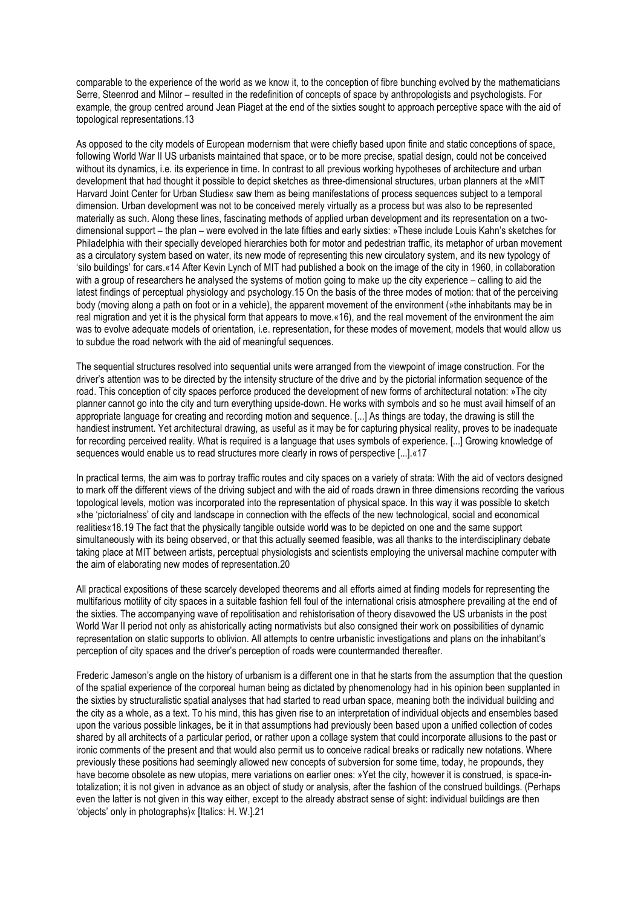comparable to the experience of the world as we know it, to the conception of fibre bunching evolved by the mathematicians Serre, Steenrod and Milnor – resulted in the redefinition of concepts of space by anthropologists and psychologists. For example, the group centred around Jean Piaget at the end of the sixties sought to approach perceptive space with the aid of topological representations.13

As opposed to the city models of European modernism that were chiefly based upon finite and static conceptions of space, following World War II US urbanists maintained that space, or to be more precise, spatial design, could not be conceived without its dynamics, i.e. its experience in time. In contrast to all previous working hypotheses of architecture and urban development that had thought it possible to depict sketches as three-dimensional structures, urban planners at the »MIT Harvard Joint Center for Urban Studies« saw them as being manifestations of process sequences subject to a temporal dimension. Urban development was not to be conceived merely virtually as a process but was also to be represented materially as such. Along these lines, fascinating methods of applied urban development and its representation on a two-dimensional support – the plan – were evolved in the late fifties and early sixties: »These include Louis Kahn's sketches for Philadelphia with their specially developed hierarchies both for motor and pedestrian traffic, its metaphor of urban movement as a circulatory system based on water, its new mode of representing this new circulatory system, and its new typology of 'silo buildings' for cars.«14 After Kevin Lynch of MIT had published a book on the image of the city in 1960, in collaboration with a group of researchers he analysed the systems of motion going to make up the city experience – calling to aid the latest findings of perceptual physiology and psychology.15 On the basis of the three modes of motion: that of the perceiving body (moving along a path on foot or in a vehicle), the apparent movement of the environment (»the inhabitants may be in real migration and yet it is the physical form that appears to move.«16), and the real movement of the environment the aim was to evolve adequate models of orientation, i.e. representation, for these modes of movement, models that would allow us to subdue the road network with the aid of meaningful sequences.

The sequential structures resolved into sequential units were arranged from the viewpoint of image construction. For the driver's attention was to be directed by the intensity structure of the drive and by the pictorial information sequence of the road. This conception of city spaces perforce produced the development of new forms of architectural notation: »The city planner cannot go into the city and turn everything upside-down. He works with symbols and so he must avail himself of an appropriate language for creating and recording motion and sequence. [...] As things are today, the drawing is still the handiest instrument. Yet architectural drawing, as useful as it may be for capturing physical reality, proves to be inadequate for recording perceived reality. What is required is a language that uses symbols of experience. [...] Growing knowledge of sequences would enable us to read structures more clearly in rows of perspective [...].«17

In practical terms, the aim was to portray traffic routes and city spaces on a variety of strata: With the aid of vectors designed to mark off the different views of the driving subject and with the aid of roads drawn in three dimensions recording the various topological levels, motion was incorporated into the representation of physical space. In this way it was possible to sketch »the 'pictorialness' of city and landscape in connection with the effects of the new technological, social and economical realities«18.19 The fact that the physically tangible outside world was to be depicted on one and the same support simultaneously with its being observed, or that this actually seemed feasible, was all thanks to the interdisciplinary debate taking place at MIT between artists, perceptual physiologists and scientists employing the universal machine computer with the aim of elaborating new modes of representation.20

All practical expositions of these scarcely developed theorems and all efforts aimed at finding models for representing the multifarious motility of city spaces in a suitable fashion fell foul of the international crisis atmosphere prevailing at the end of the sixties. The accompanying wave of repolitisation and rehistorisation of theory disavowed the US urbanists in the post World War II period not only as ahistorically acting normativists but also consigned their work on possibilities of dynamic representation on static supports to oblivion. All attempts to centre urbanistic investigations and plans on the inhabitant's perception of city spaces and the driver's perception of roads were countermanded thereafter.

Frederic Jameson's angle on the history of urbanism is a different one in that he starts from the assumption that the question of the spatial experience of the corporeal human being as dictated by phenomenology had in his opinion been supplanted in the sixties by structuralistic spatial analyses that had started to read urban space, meaning both the individual building and the city as a whole, as a text. To his mind, this has given rise to an interpretation of individual objects and ensembles based upon the various possible linkages, be it in that assumptions had previously been based upon a unified collection of codes shared by all architects of a particular period, or rather upon a collage system that could incorporate allusions to the past or ironic comments of the present and that would also permit us to conceive radical breaks or radically new notations. Where previously these positions had seemingly allowed new concepts of subversion for some time, today, he propounds, they have become obsolete as new utopias, mere variations on earlier ones: »Yet the city, however it is construed, is space-in-totalization; it is not given in advance as an object of study or analysis, after the fashion of the construed buildings. (Perhaps even the latter is not given in this way either, except to the already abstract sense of sight: individual buildings are then 'objects' only in photographs)« [Italics: H. W.].21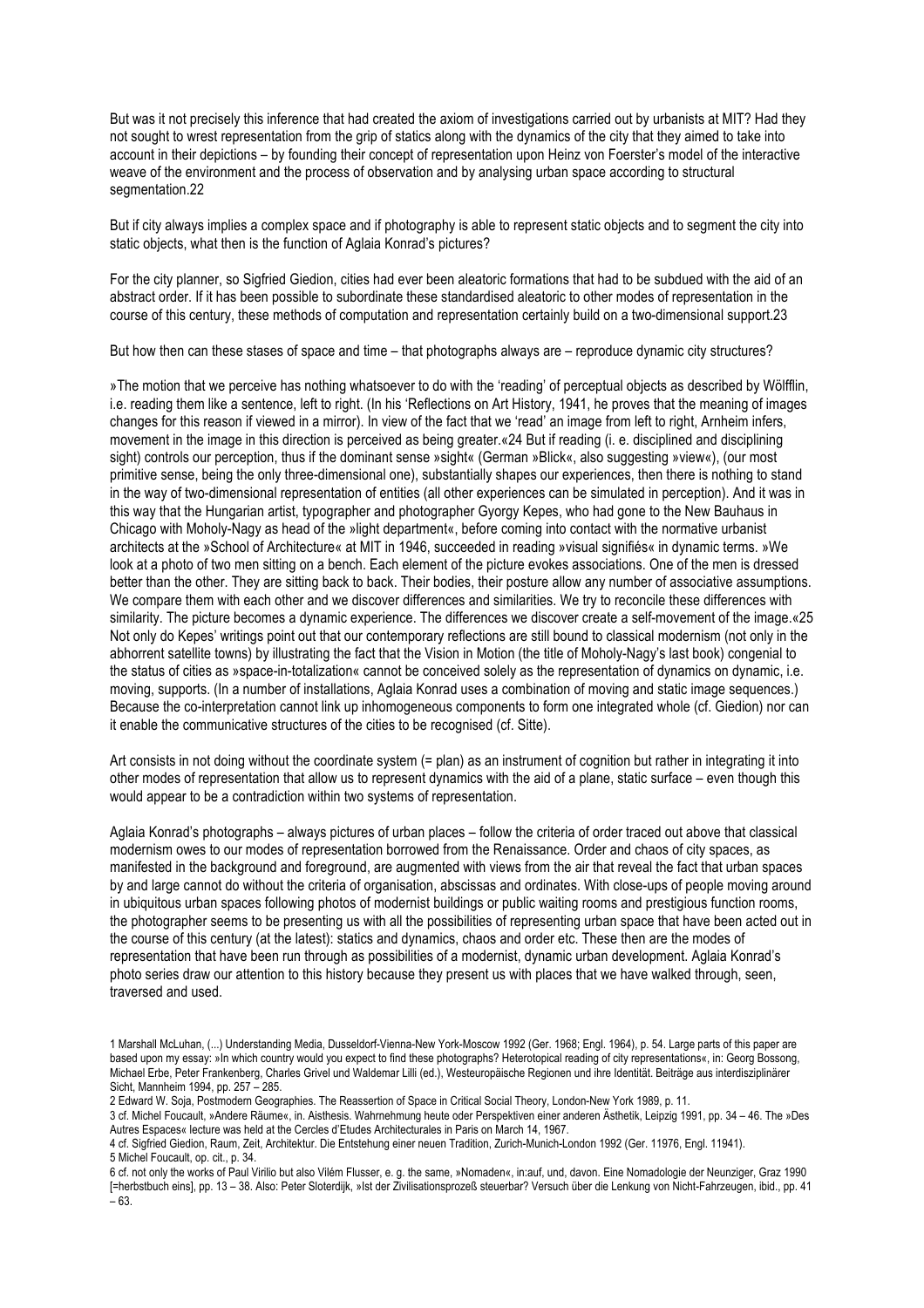But was it not precisely this inference that had created the axiom of investigations carried out by urbanists at MIT? Had they not sought to wrest representation from the grip of statics along with the dynamics of the city that they aimed to take into account in their depictions – by founding their concept of representation upon Heinz von Foerster's model of the interactive weave of the environment and the process of observation and by analysing urban space according to structural segmentation.22

But if city always implies a complex space and if photography is able to represent static objects and to segment the city into static objects, what then is the function of Aglaia Konrad's pictures?

For the city planner, so Sigfried Giedion, cities had ever been aleatoric formations that had to be subdued with the aid of an abstract order. If it has been possible to subordinate these standardised aleatoric to other modes of representation in the course of this century, these methods of computation and representation certainly build on a two-dimensional support.23

But how then can these stases of space and time – that photographs always are – reproduce dynamic city structures?

»The motion that we perceive has nothing whatsoever to do with the 'reading' of perceptual objects as described by Wölfflin, i.e. reading them like a sentence, left to right. (In his 'Reflections on Art History, 1941, he proves that the meaning of images changes for this reason if viewed in a mirror). In view of the fact that we 'read' an image from left to right, Arnheim infers, movement in the image in this direction is perceived as being greater.«24 But if reading (i. e. disciplined and disciplining sight) controls our perception, thus if the dominant sense »sight« (German »Blick«, also suggesting »view«), (our most primitive sense, being the only three-dimensional one), substantially shapes our experiences, then there is nothing to stand in the way of two-dimensional representation of entities (all other experiences can be simulated in perception). And it was in this way that the Hungarian artist, typographer and photographer Gyorgy Kepes, who had gone to the New Bauhaus in Chicago with Moholy-Nagy as head of the »light department«, before coming into contact with the normative urbanist architects at the »School of Architecture« at MIT in 1946, succeeded in reading »visual signifiés« in dynamic terms. »We look at a photo of two men sitting on a bench. Each element of the picture evokes associations. One of the men is dressed better than the other. They are sitting back to back. Their bodies, their posture allow any number of associative assumptions. We compare them with each other and we discover differences and similarities. We try to reconcile these differences with similarity. The picture becomes a dynamic experience. The differences we discover create a self-movement of the image.«25 Not only do Kepes' writings point out that our contemporary reflections are still bound to classical modernism (not only in the abhorrent satellite towns) by illustrating the fact that the Vision in Motion (the title of Moholy-Nagy's last book) congenial to the status of cities as »space-in-totalization« cannot be conceived solely as the representation of dynamics on dynamic, i.e. moving, supports. (In a number of installations, Aglaia Konrad uses a combination of moving and static image sequences.) Because the co-interpretation cannot link up inhomogeneous components to form one integrated whole (cf. Giedion) nor can it enable the communicative structures of the cities to be recognised (cf. Sitte).

Art consists in not doing without the coordinate system (= plan) as an instrument of cognition but rather in integrating it into other modes of representation that allow us to represent dynamics with the aid of a plane, static surface – even though this would appear to be a contradiction within two systems of representation.

Aglaia Konrad's photographs – always pictures of urban places – follow the criteria of order traced out above that classical modernism owes to our modes of representation borrowed from the Renaissance. Order and chaos of city spaces, as manifested in the background and foreground, are augmented with views from the air that reveal the fact that urban spaces by and large cannot do without the criteria of organisation, abscissas and ordinates. With close-ups of people moving around in ubiquitous urban spaces following photos of modernist buildings or public waiting rooms and prestigious function rooms, the photographer seems to be presenting us with all the possibilities of representing urban space that have been acted out in the course of this century (at the latest): statics and dynamics, chaos and order etc. These then are the modes of representation that have been run through as possibilities of a modernist, dynamic urban development. Aglaia Konrad's photo series draw our attention to this history because they present us with places that we have walked through, seen, traversed and used.

1 Marshall McLuhan, (...) Understanding Media, Dusseldorf-Vienna-New York-Moscow 1992 (Ger. 1968; Engl. 1964), p. 54. Large parts of this paper are based upon my essay: »In which country would you expect to find these photographs? Heterotopical reading of city representations«, in: Georg Bossong, Michael Erbe, Peter Frankenberg, Charles Grivel und Waldemar Lilli (ed.), Westeuropäische Regionen und ihre Identität. Beiträge aus interdisziplinärer Sicht, Mannheim 1994, pp. 257 – 285.

2 Edward W. Soja, Postmodern Geographies. The Reassertion of Space in Critical Social Theory, London-New York 1989, p. 11.

3 cf. Michel Foucault, »Andere Räume«, in. Aisthesis. Wahrnehmung heute oder Perspektiven einer anderen Ästhetik, Leipzig 1991, pp. 34 – 46. The »Des Autres Espaces« lecture was held at the Cercles d'Etudes Architecturales in Paris on March 14, 1967.

4 cf. Sigfried Giedion, Raum, Zeit, Architektur. Die Entstehung einer neuen Tradition, Zurich-Munich-London 1992 (Ger. 11976, Engl. 11941).

5 Michel Foucault, op. cit., p. 34.

6 cf. not only the works of Paul Virilio but also Vilém Flusser, e. g. the same, »Nomaden«, in:auf, und, davon. Eine Nomadologie der Neunziger, Graz 1990 [=herbstbuch eins], pp. 13 – 38. Also: Peter Sloterdijk, »Ist der Zivilisationsprozeß steuerbar? Versuch über die Lenkung von Nicht-Fahrzeugen, ibid., pp. 41 – 63.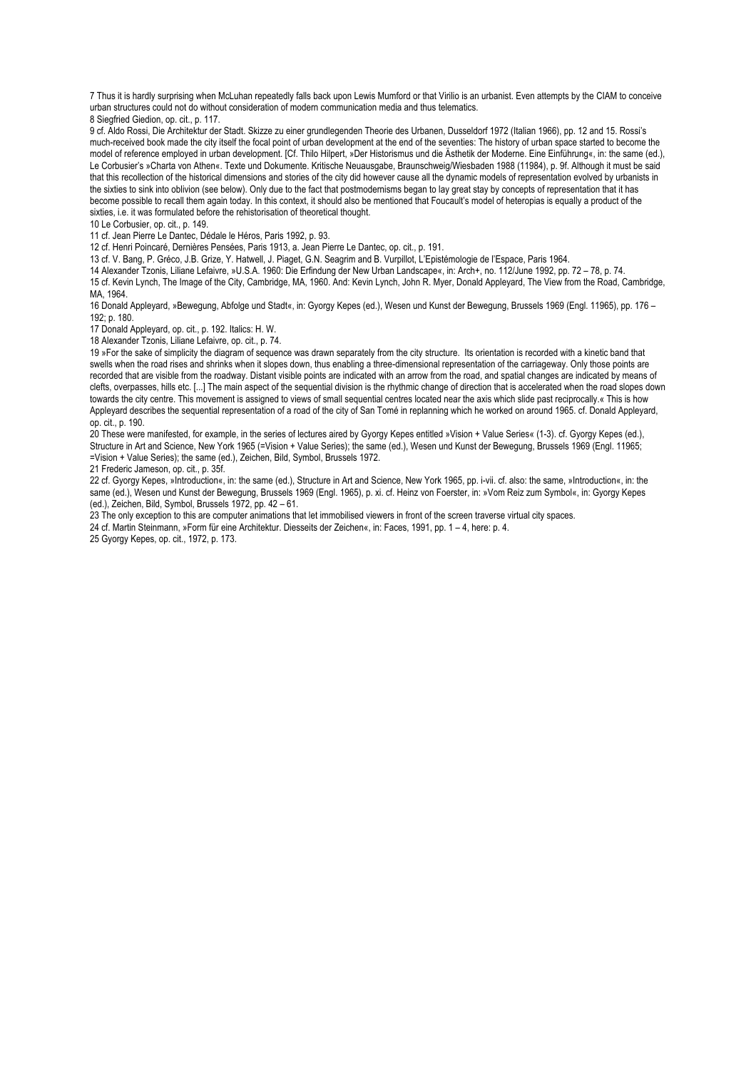7 Thus it is hardly surprising when McLuhan repeatedly falls back upon Lewis Mumford or that Virilio is an urbanist. Even attempts by the CIAM to conceive urban structures could not do without consideration of modern communication media and thus telematics.

8 Siegfried Giedion, op. cit., p. 117.

9 cf. Aldo Rossi, Die Architektur der Stadt. Skizze zu einer grundlegenden Theorie des Urbanen, Dusseldorf 1972 (Italian 1966), pp. 12 and 15. Rossi's much-received book made the city itself the focal point of urban development at the end of the seventies: The history of urban space started to become the model of reference employed in urban development. [Cf. Thilo Hilpert, »Der Historismus und die Ästhetik der Moderne. Eine Einführung«, in: the same (ed.), Le Corbusier's »Charta von Athen«. Texte und Dokumente. Kritische Neuausgabe, Braunschweig/Wiesbaden 1988 (11984), p. 9f. Although it must be said that this recollection of the historical dimensions and stories of the city did however cause all the dynamic models of representation evolved by urbanists in the sixties to sink into oblivion (see below). Only due to the fact that postmodernisms began to lay great stay by concepts of representation that it has become possible to recall them again today. In this context, it should also be mentioned that Foucault's model of heteropias is equally a product of the sixties, i.e. it was formulated before the rehistorisation of theoretical thought.

10 Le Corbusier, op. cit., p. 149.

11 cf. Jean Pierre Le Dantec, Dédale le Héros, Paris 1992, p. 93.

12 cf. Henri Poincaré, Dernières Pensées, Paris 1913, a. Jean Pierre Le Dantec, op. cit., p. 191.

13 cf. V. Bang, P. Gréco, J.B. Grize, Y. Hatwell, J. Piaget, G.N. Seagrim and B. Vurpillot, L'Epistémologie de l'Espace, Paris 1964.

14 Alexander Tzonis, Liliane Lefaivre, »U.S.A. 1960: Die Erfindung der New Urban Landscape«, in: Arch+, no. 112/June 1992, pp. 72 – 78, p. 74.

15 cf. Kevin Lynch, The Image of the City, Cambridge, MA, 1960. And: Kevin Lynch, John R. Myer, Donald Appleyard, The View from the Road, Cambridge, MA, 1964.

16 Donald Appleyard, »Bewegung, Abfolge und Stadt«, in: Gyorgy Kepes (ed.), Wesen und Kunst der Bewegung, Brussels 1969 (Engl. 11965), pp. 176 – 192; p. 180.

17 Donald Appleyard, op. cit., p. 192. Italics: H. W.

18 Alexander Tzonis, Liliane Lefaivre, op. cit., p. 74.

19 »For the sake of simplicity the diagram of sequence was drawn separately from the city structure. Its orientation is recorded with a kinetic band that swells when the road rises and shrinks when it slopes down, thus enabling a three-dimensional representation of the carriageway. Only those points are recorded that are visible from the roadway. Distant visible points are indicated with an arrow from the road, and spatial changes are indicated by means of clefts, overpasses, hills etc. [...] The main aspect of the sequential division is the rhythmic change of direction that is accelerated when the road slopes down towards the city centre. This movement is assigned to views of small sequential centres located near the axis which slide past reciprocally.« This is how Appleyard describes the sequential representation of a road of the city of San Tomé in replanning which he worked on around 1965. cf. Donald Appleyard, op. cit., p. 190.

20 These were manifested, for example, in the series of lectures aired by Gyorgy Kepes entitled »Vision + Value Series« (1-3). cf. Gyorgy Kepes (ed.), Structure in Art and Science, New York 1965 (=Vision + Value Series); the same (ed.), Wesen und Kunst der Bewegung, Brussels 1969 (Engl. 11965; =Vision + Value Series); the same (ed.), Zeichen, Bild, Symbol, Brussels 1972.

21 Frederic Jameson, op. cit., p. 35f.

22 cf. Gyorgy Kepes, »Introduction«, in: the same (ed.), Structure in Art and Science, New York 1965, pp. i-vii. cf. also: the same, »Introduction«, in: the same (ed.), Wesen und Kunst der Bewegung, Brussels 1969 (Engl. 1965), p. xi. cf. Heinz von Foerster, in: »Vom Reiz zum Symbol«, in: Gyorgy Kepes (ed.), Zeichen, Bild, Symbol, Brussels 1972, pp. 42 – 61.

23 The only exception to this are computer animations that let immobilised viewers in front of the screen traverse virtual city spaces.

24 cf. Martin Steinmann, »Form für eine Architektur. Diesseits der Zeichen«, in: Faces, 1991, pp. 1 – 4, here: p. 4.

25 Gyorgy Kepes, op. cit., 1972, p. 173.